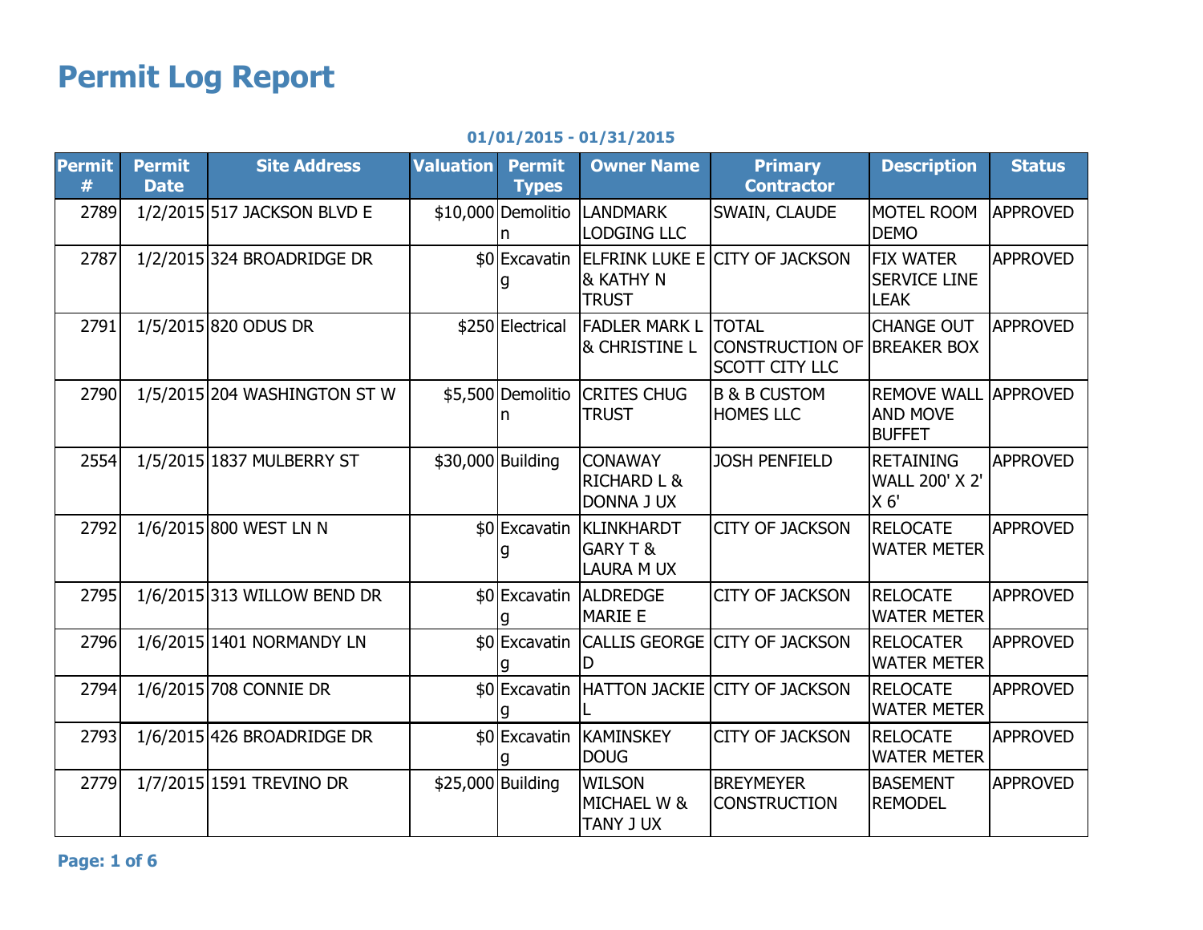# Permit Log Report

**01/01/2015 - 01/31/2015**

| Permit # | Permit Date | Site Address | Valuation | Permit Types | Owner Name | Primary Contractor | Description | Status |
|---|---|---|---|---|---|---|---|---|
| 2789 | 1/2/2015 | 517 JACKSON BLVD E | $10,000 | Demolition | LANDMARK LODGING LLC | SWAIN, CLAUDE | MOTEL ROOM DEMO | APPROVED |
| 2787 | 1/2/2015 | 324 BROADRIDGE DR | $0 | Excavating | ELFRINK LUKE E & KATHY N TRUST | CITY OF JACKSON | FIX WATER SERVICE LINE LEAK | APPROVED |
| 2791 | 1/5/2015 | 820 ODUS DR | $250 | Electrical | FADLER MARK L & CHRISTINE L | TOTAL CONSTRUCTION OF SCOTT CITY LLC | CHANGE OUT BREAKER BOX | APPROVED |
| 2790 | 1/5/2015 | 204 WASHINGTON ST W | $5,500 | Demolition | CRITES CHUG TRUST | B & B CUSTOM HOMES LLC | REMOVE WALL AND MOVE BUFFET | APPROVED |
| 2554 | 1/5/2015 | 1837 MULBERRY ST | $30,000 | Building | CONAWAY RICHARD L & DONNA J UX | JOSH PENFIELD | RETAINING WALL 200' X 2' X 6' | APPROVED |
| 2792 | 1/6/2015 | 800 WEST LN N | $0 | Excavating | KLINKHARDT GARY T & LAURA M UX | CITY OF JACKSON | RELOCATE WATER METER | APPROVED |
| 2795 | 1/6/2015 | 313 WILLOW BEND DR | $0 | Excavating | ALDREDGE MARIE E | CITY OF JACKSON | RELOCATE WATER METER | APPROVED |
| 2796 | 1/6/2015 | 1401 NORMANDY LN | $0 | Excavating | CALLIS GEORGE D | CITY OF JACKSON | RELOCATER WATER METER | APPROVED |
| 2794 | 1/6/2015 | 708 CONNIE DR | $0 | Excavating | HATTON JACKIE L | CITY OF JACKSON | RELOCATE WATER METER | APPROVED |
| 2793 | 1/6/2015 | 426 BROADRIDGE DR | $0 | Excavating | KAMINSKEY DOUG | CITY OF JACKSON | RELOCATE WATER METER | APPROVED |
| 2779 | 1/7/2015 | 1591 TREVINO DR | $25,000 | Building | WILSON MICHAEL W & TANY J UX | BREYMEYER CONSTRUCTION | BASEMENT REMODEL | APPROVED |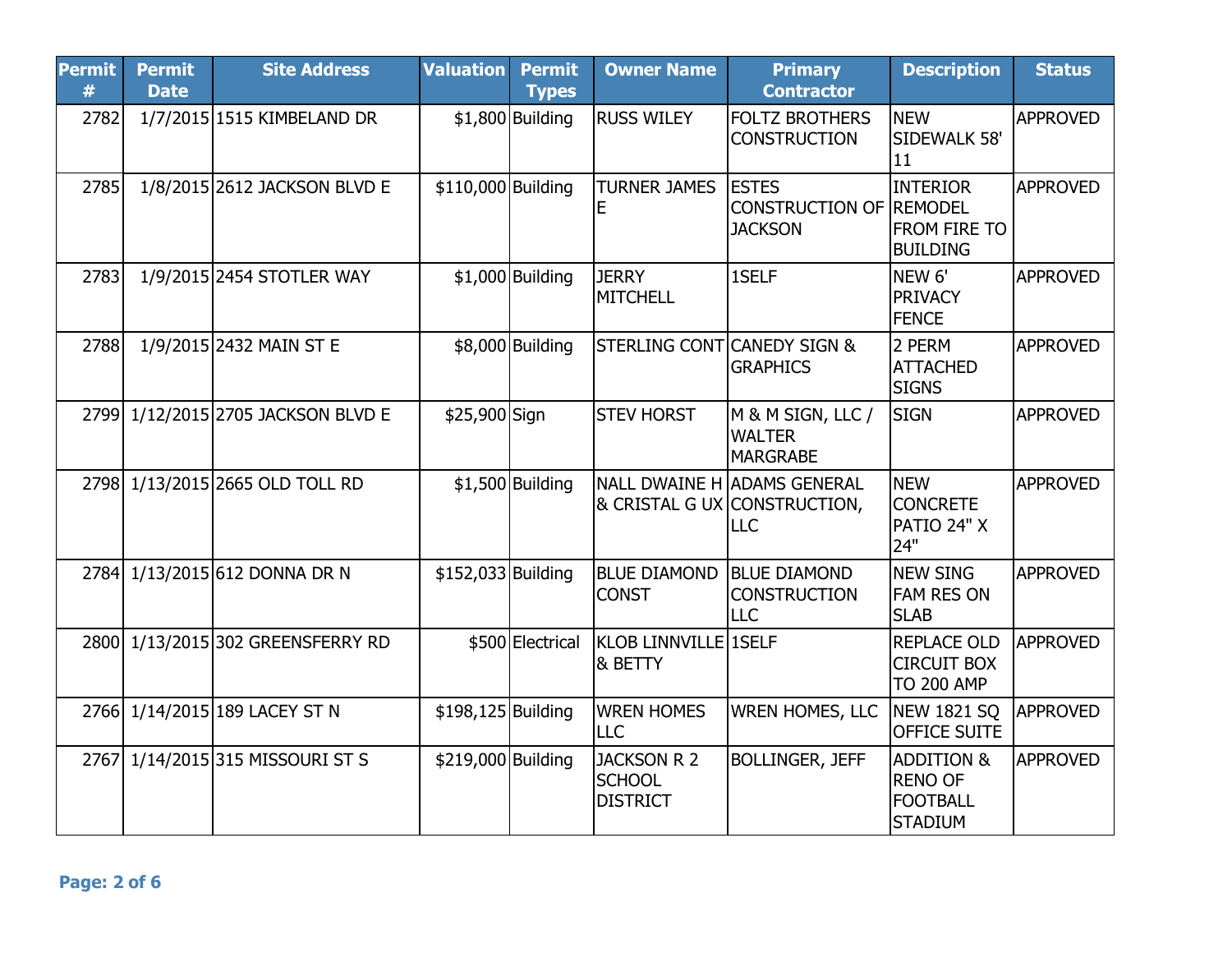| Permit # | Permit Date | Site Address | Valuation | Permit Types | Owner Name | Primary Contractor | Description | Status |
|---|---|---|---|---|---|---|---|---|
| 2782 | 1/7/2015 | 1515 KIMBELAND DR | $1,800 | Building | RUSS WILEY | FOLTZ BROTHERS CONSTRUCTION | NEW SIDEWALK 58' 11 | APPROVED |
| 2785 | 1/8/2015 | 2612 JACKSON BLVD E | $110,000 | Building | TURNER JAMES E | ESTES CONSTRUCTION OF JACKSON | INTERIOR REMODEL FROM FIRE TO BUILDING | APPROVED |
| 2783 | 1/9/2015 | 2454 STOTLER WAY | $1,000 | Building | JERRY MITCHELL | 1SELF | NEW 6' PRIVACY FENCE | APPROVED |
| 2788 | 1/9/2015 | 2432 MAIN ST E | $8,000 | Building | STERLING CONT | CANEDY SIGN & GRAPHICS | 2 PERM ATTACHED SIGNS | APPROVED |
| 2799 | 1/12/2015 | 2705 JACKSON BLVD E | $25,900 | Sign | STEV HORST | M & M SIGN, LLC / WALTER MARGRABE | SIGN | APPROVED |
| 2798 | 1/13/2015 | 2665 OLD TOLL RD | $1,500 | Building | NALL DWAINE H & CRISTAL G UX | ADAMS GENERAL CONSTRUCTION, LLC | NEW CONCRETE PATIO 24" X 24" | APPROVED |
| 2784 | 1/13/2015 | 612 DONNA DR N | $152,033 | Building | BLUE DIAMOND CONST | BLUE DIAMOND CONSTRUCTION LLC | NEW SING FAM RES ON SLAB | APPROVED |
| 2800 | 1/13/2015 | 302 GREENSFERRY RD | $500 | Electrical | KLOB LINNVILLE & BETTY | 1SELF | REPLACE OLD CIRCUIT BOX TO 200 AMP | APPROVED |
| 2766 | 1/14/2015 | 189 LACEY ST N | $198,125 | Building | WREN HOMES LLC | WREN HOMES, LLC | NEW 1821 SQ OFFICE SUITE | APPROVED |
| 2767 | 1/14/2015 | 315 MISSOURI ST S | $219,000 | Building | JACKSON R 2 SCHOOL DISTRICT | BOLLINGER, JEFF | ADDITION & RENO OF FOOTBALL STADIUM | APPROVED |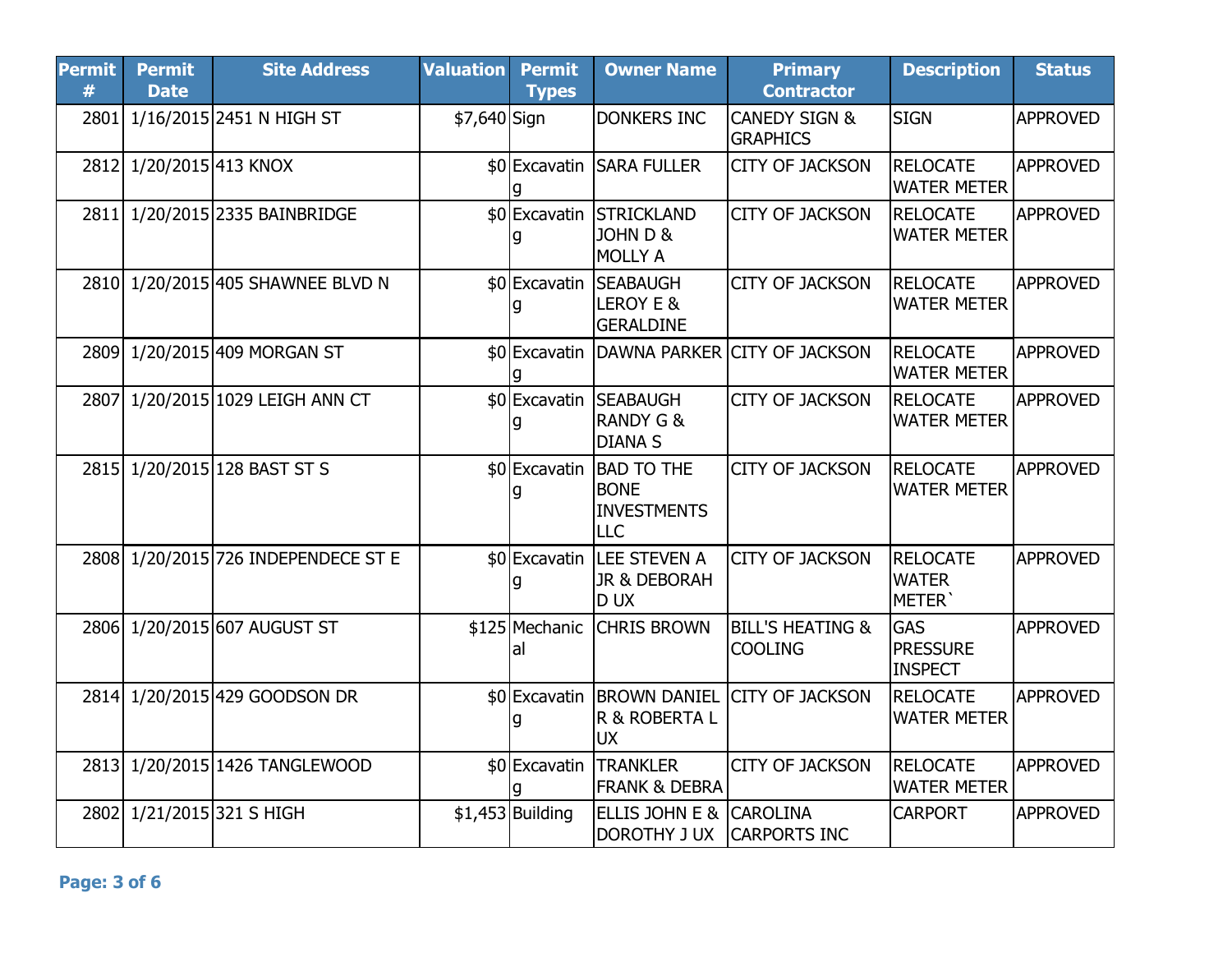| Permit # | Permit Date | Site Address | Valuation | Permit Types | Owner Name | Primary Contractor | Description | Status |
|---|---|---|---|---|---|---|---|---|
| 2801 | 1/16/2015 | 2451 N HIGH ST | $7,640 | Sign | DONKERS INC | CANEDY SIGN & GRAPHICS | SIGN | APPROVED |
| 2812 | 1/20/2015 | 413 KNOX | $0 | Excavating | SARA FULLER | CITY OF JACKSON | RELOCATE WATER METER | APPROVED |
| 2811 | 1/20/2015 | 2335 BAINBRIDGE | $0 | Excavating | STRICKLAND JOHN D & MOLLY A | CITY OF JACKSON | RELOCATE WATER METER | APPROVED |
| 2810 | 1/20/2015 | 405 SHAWNEE BLVD N | $0 | Excavating | SEABAUGH LEROY E & GERALDINE | CITY OF JACKSON | RELOCATE WATER METER | APPROVED |
| 2809 | 1/20/2015 | 409 MORGAN ST | $0 | Excavating | DAWNA PARKER | CITY OF JACKSON | RELOCATE WATER METER | APPROVED |
| 2807 | 1/20/2015 | 1029 LEIGH ANN CT | $0 | Excavating | SEABAUGH RANDY G & DIANA S | CITY OF JACKSON | RELOCATE WATER METER | APPROVED |
| 2815 | 1/20/2015 | 128 BAST ST S | $0 | Excavating | BAD TO THE BONE INVESTMENTS LLC | CITY OF JACKSON | RELOCATE WATER METER | APPROVED |
| 2808 | 1/20/2015 | 726 INDEPENDECE ST E | $0 | Excavating | LEE STEVEN A JR & DEBORAH D UX | CITY OF JACKSON | RELOCATE WATER METER` | APPROVED |
| 2806 | 1/20/2015 | 607 AUGUST ST | $125 | Mechanical | CHRIS BROWN | BILL'S HEATING & COOLING | GAS PRESSURE INSPECT | APPROVED |
| 2814 | 1/20/2015 | 429 GOODSON DR | $0 | Excavating | BROWN DANIEL R & ROBERTA L UX | CITY OF JACKSON | RELOCATE WATER METER | APPROVED |
| 2813 | 1/20/2015 | 1426 TANGLEWOOD | $0 | Excavating | TRANKLER FRANK & DEBRA | CITY OF JACKSON | RELOCATE WATER METER | APPROVED |
| 2802 | 1/21/2015 | 321 S HIGH | $1,453 | Building | ELLIS JOHN E & DOROTHY J UX | CAROLINA CARPORTS INC | CARPORT | APPROVED |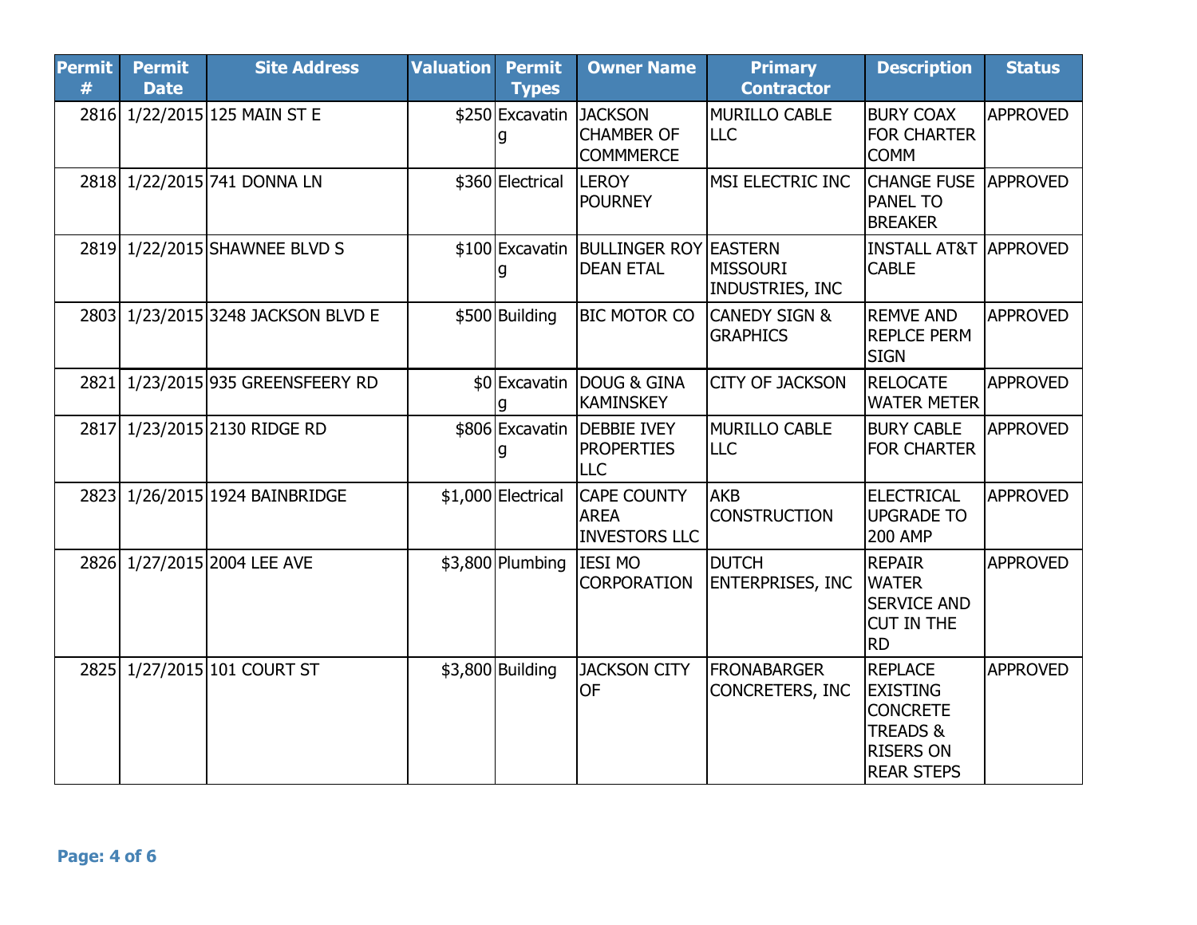| Permit # | Permit Date | Site Address | Valuation | Permit Types | Owner Name | Primary Contractor | Description | Status |
|---|---|---|---|---|---|---|---|---|
| 2816 | 1/22/2015 | 125 MAIN ST E | $250 | Excavating | JACKSON CHAMBER OF COMMMERCE | MURILLO CABLE LLC | BURY COAX FOR CHARTER COMM | APPROVED |
| 2818 | 1/22/2015 | 741 DONNA LN | $360 | Electrical | LEROY POURNEY | MSI ELECTRIC INC | CHANGE FUSE PANEL TO BREAKER | APPROVED |
| 2819 | 1/22/2015 | SHAWNEE BLVD S | $100 | Excavating | BULLINGER ROY DEAN ETAL | EASTERN MISSOURI INDUSTRIES, INC | INSTALL AT&T CABLE | APPROVED |
| 2803 | 1/23/2015 | 3248 JACKSON BLVD E | $500 | Building | BIC MOTOR CO | CANEDY SIGN & GRAPHICS | REMVE AND REPLCE PERM SIGN | APPROVED |
| 2821 | 1/23/2015 | 935 GREENSFEERY RD | $0 | Excavating | DOUG & GINA KAMINSKEY | CITY OF JACKSON | RELOCATE WATER METER | APPROVED |
| 2817 | 1/23/2015 | 2130 RIDGE RD | $806 | Excavating | DEBBIE IVEY PROPERTIES LLC | MURILLO CABLE LLC | BURY CABLE FOR CHARTER | APPROVED |
| 2823 | 1/26/2015 | 1924 BAINBRIDGE | $1,000 | Electrical | CAPE COUNTY AREA INVESTORS LLC | AKB CONSTRUCTION | ELECTRICAL UPGRADE TO 200 AMP | APPROVED |
| 2826 | 1/27/2015 | 2004 LEE AVE | $3,800 | Plumbing | IESI MO CORPORATION | DUTCH ENTERPRISES, INC | REPAIR WATER SERVICE AND CUT IN THE RD | APPROVED |
| 2825 | 1/27/2015 | 101 COURT ST | $3,800 | Building | JACKSON CITY OF | FRONABARGER CONCRETERS, INC | REPLACE EXISTING CONCRETE TREADS & RISERS ON REAR STEPS | APPROVED |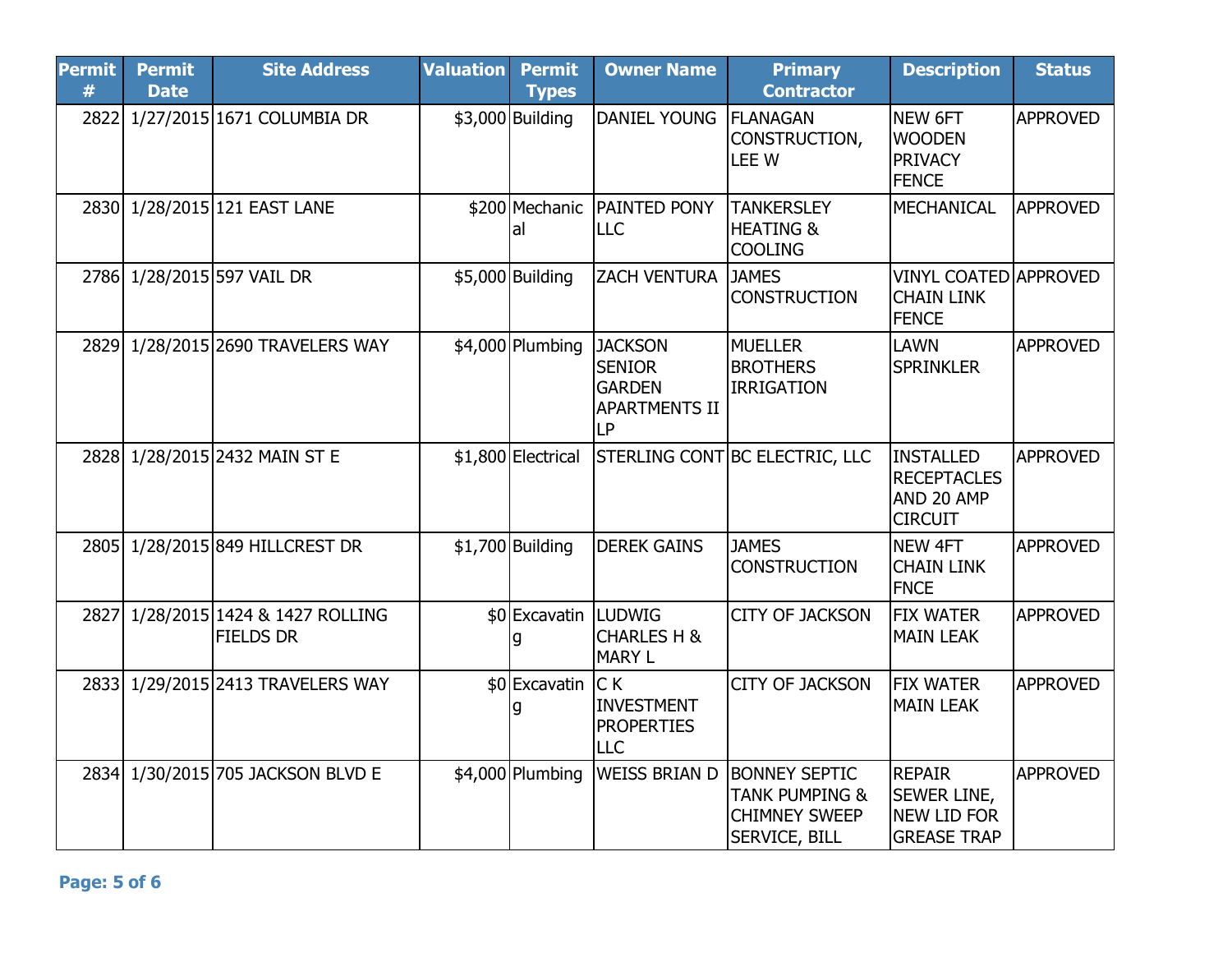| Permit # | Permit Date | Site Address | Valuation | Permit Types | Owner Name | Primary Contractor | Description | Status |
|---|---|---|---|---|---|---|---|---|
| 2822 | 1/27/2015 | 1671 COLUMBIA DR | $3,000 | Building | DANIEL YOUNG | FLANAGAN CONSTRUCTION, LEE W | NEW 6FT WOODEN PRIVACY FENCE | APPROVED |
| 2830 | 1/28/2015 | 121 EAST LANE | $200 | Mechanical | PAINTED PONY LLC | TANKERSLEY HEATING & COOLING | MECHANICAL | APPROVED |
| 2786 | 1/28/2015 | 597 VAIL DR | $5,000 | Building | ZACH VENTURA | JAMES CONSTRUCTION | VINYL COATED CHAIN LINK FENCE | APPROVED |
| 2829 | 1/28/2015 | 2690 TRAVELERS WAY | $4,000 | Plumbing | JACKSON SENIOR GARDEN APARTMENTS II LP | MUELLER BROTHERS IRRIGATION | LAWN SPRINKLER | APPROVED |
| 2828 | 1/28/2015 | 2432 MAIN ST E | $1,800 | Electrical | STERLING CONT | BC ELECTRIC, LLC | INSTALLED RECEPTACLES AND 20 AMP CIRCUIT | APPROVED |
| 2805 | 1/28/2015 | 849 HILLCREST DR | $1,700 | Building | DEREK GAINS | JAMES CONSTRUCTION | NEW 4FT CHAIN LINK FNCE | APPROVED |
| 2827 | 1/28/2015 | 1424 & 1427 ROLLING FIELDS DR | $0 | Excavating | LUDWIG CHARLES H & MARY L | CITY OF JACKSON | FIX WATER MAIN LEAK | APPROVED |
| 2833 | 1/29/2015 | 2413 TRAVELERS WAY | $0 | Excavating | C K INVESTMENT PROPERTIES LLC | CITY OF JACKSON | FIX WATER MAIN LEAK | APPROVED |
| 2834 | 1/30/2015 | 705 JACKSON BLVD E | $4,000 | Plumbing | WEISS BRIAN D | BONNEY SEPTIC TANK PUMPING & CHIMNEY SWEEP SERVICE, BILL | REPAIR SEWER LINE, NEW LID FOR GREASE TRAP | APPROVED |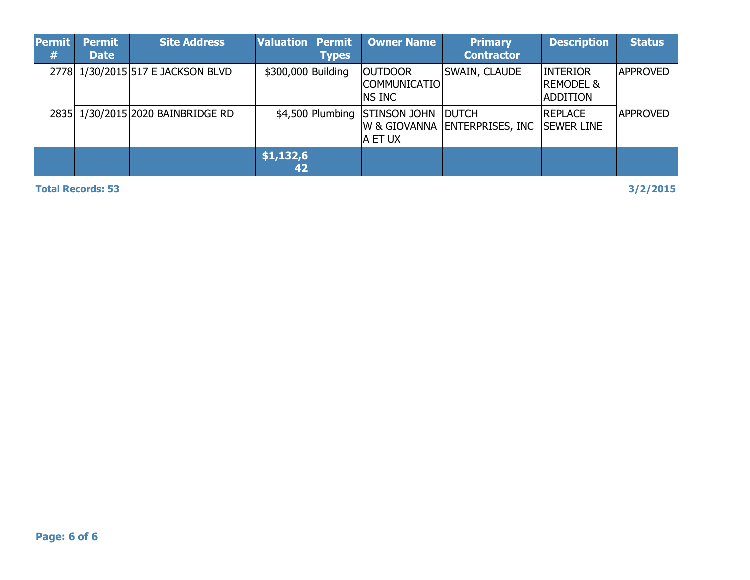| Permit # | Permit Date | Site Address | Valuation | Permit Types | Owner Name | Primary Contractor | Description | Status |
|---|---|---|---|---|---|---|---|---|
| 2778 | 1/30/2015 | 517 E JACKSON BLVD | $300,000 | Building | OUTDOOR COMMUNICATIONS INC | SWAIN, CLAUDE | INTERIOR REMODEL & ADDITION | APPROVED |
| 2835 | 1/30/2015 | 2020 BAINBRIDGE RD | $4,500 | Plumbing | STINSON JOHN W & GIOVANNA A ET UX | DUTCH ENTERPRISES, INC | REPLACE SEWER LINE | APPROVED |
| | | | **$1,132,642** | | | | | |

**Total Records: 53**

**3/2/2015**